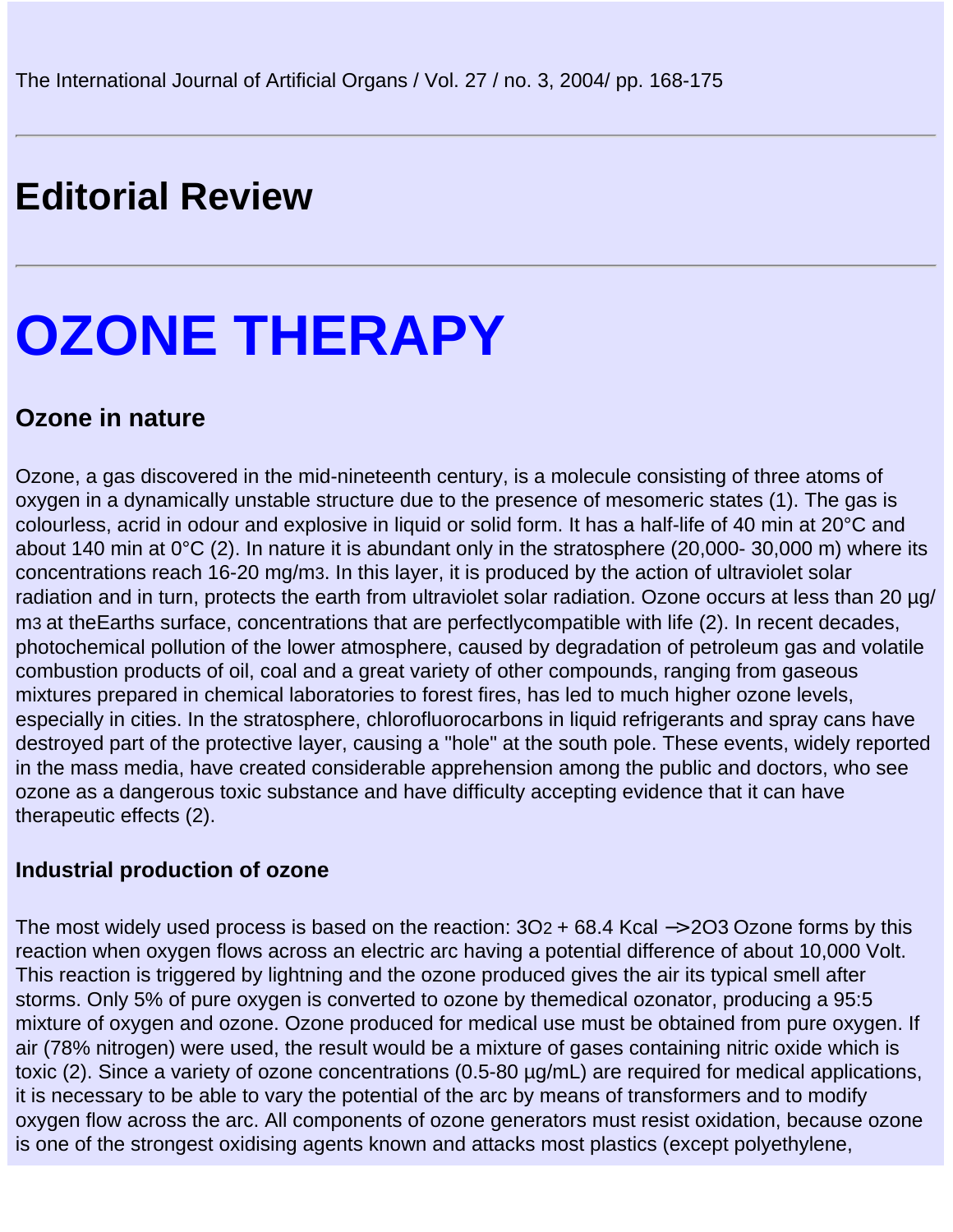# Editorial Review

# OZONE THERAPY

## Ozone in nature

Ozone, a gas discovered in the mid-nineteenth century, is a molecule consisting of three atoms of oxygen in a dynamically unstable structure due to the presence of mesomeric states (1). The gas is colourless, acrid in odour and explosive in liquid or solid form. It has a half-life of 40 min at 20°C and about 140 min at 0°C (2). In nature it is abundant only in the stratosphere (20,000- 30,000 m) where its concentrations reach 16-20 mg/$m^3$. In this layer, it is produced by the action of ultraviolet solar radiation and in turn, protects the earth from ultraviolet solar radiation. Ozone occurs at less than 20 µg/$m^3$ at theEarths surface, concentrations that are perfectlycompatible with life (2). In recent decades, photochemical pollution of the lower atmosphere, caused by degradation of petroleum gas and volatile combustion products of oil, coal and a great variety of other compounds, ranging from gaseous mixtures prepared in chemical laboratories to forest fires, has led to much higher ozone levels, especially in cities. In the stratosphere, chlorofluorocarbons in liquid refrigerants and spray cans have destroyed part of the protective layer, causing a "hole" at the south pole. These events, widely reported in the mass media, have created considerable apprehension among the public and doctors, who see ozone as a dangerous toxic substance and have difficulty accepting evidence that it can have therapeutic effects (2).

### Industrial production of ozone

The most widely used process is based on the reaction: $3O_2 + 68.4\ Kcal \rightarrow 2O_3$ Ozone forms by this reaction when oxygen flows across an electric arc having a potential difference of about 10,000 Volt. This reaction is triggered by lightning and the ozone produced gives the air its typical smell after storms. Only 5% of pure oxygen is converted to ozone by themedical ozonator, producing a 95:5 mixture of oxygen and ozone. Ozone produced for medical use must be obtained from pure oxygen. If air (78% nitrogen) were used, the result would be a mixture of gases containing nitric oxide which is toxic (2). Since a variety of ozone concentrations (0.5-80 µg/mL) are required for medical applications, it is necessary to be able to vary the potential of the arc by means of transformers and to modify oxygen flow across the arc. All components of ozone generators must resist oxidation, because ozone is one of the strongest oxidising agents known and attacks most plastics (except polyethylene,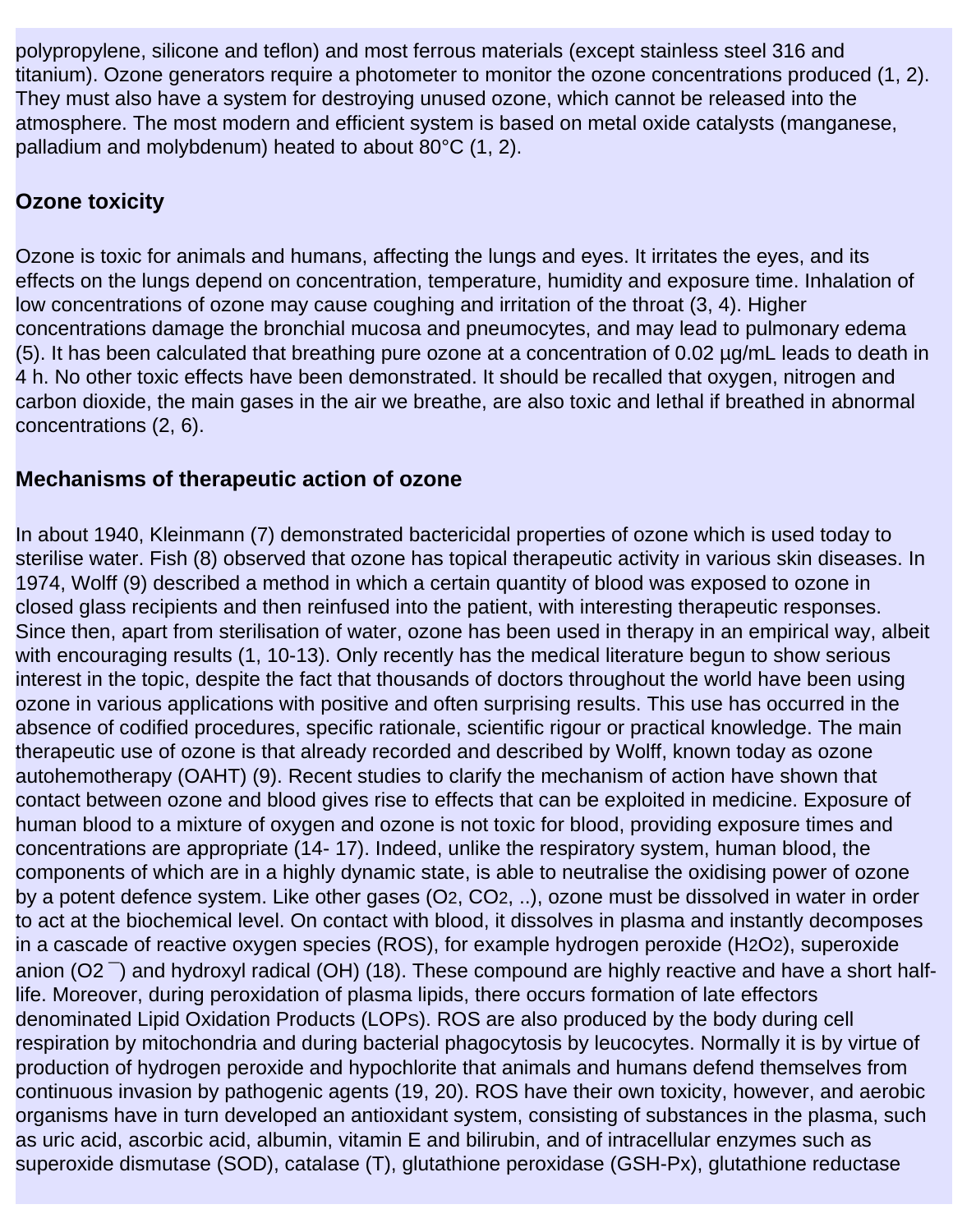polypropylene, silicone and teflon) and most ferrous materials (except stainless steel 316 and titanium). Ozone generators require a photometer to monitor the ozone concentrations produced (1, 2). They must also have a system for destroying unused ozone, which cannot be released into the atmosphere. The most modern and efficient system is based on metal oxide catalysts (manganese, palladium and molybdenum) heated to about 80°C (1, 2).

## Ozone toxicity

Ozone is toxic for animals and humans, affecting the lungs and eyes. It irritates the eyes, and its effects on the lungs depend on concentration, temperature, humidity and exposure time. Inhalation of low concentrations of ozone may cause coughing and irritation of the throat (3, 4). Higher concentrations damage the bronchial mucosa and pneumocytes, and may lead to pulmonary edema (5). It has been calculated that breathing pure ozone at a concentration of 0.02 µg/mL leads to death in 4 h. No other toxic effects have been demonstrated. It should be recalled that oxygen, nitrogen and carbon dioxide, the main gases in the air we breathe, are also toxic and lethal if breathed in abnormal concentrations (2, 6).

## Mechanisms of therapeutic action of ozone

In about 1940, Kleinmann (7) demonstrated bactericidal properties of ozone which is used today to sterilise water. Fish (8) observed that ozone has topical therapeutic activity in various skin diseases. In 1974, Wolff (9) described a method in which a certain quantity of blood was exposed to ozone in closed glass recipients and then reinfused into the patient, with interesting therapeutic responses. Since then, apart from sterilisation of water, ozone has been used in therapy in an empirical way, albeit with encouraging results (1, 10-13). Only recently has the medical literature begun to show serious interest in the topic, despite the fact that thousands of doctors throughout the world have been using ozone in various applications with positive and often surprising results. This use has occurred in the absence of codified procedures, specific rationale, scientific rigour or practical knowledge. The main therapeutic use of ozone is that already recorded and described by Wolff, known today as ozone autohemotherapy (OAHT) (9). Recent studies to clarify the mechanism of action have shown that contact between ozone and blood gives rise to effects that can be exploited in medicine. Exposure of human blood to a mixture of oxygen and ozone is not toxic for blood, providing exposure times and concentrations are appropriate (14- 17). Indeed, unlike the respiratory system, human blood, the components of which are in a highly dynamic state, is able to neutralise the oxidising power of ozone by a potent defence system. Like other gases ($O_2$, $CO_2$, ..), ozone must be dissolved in water in order to act at the biochemical level. On contact with blood, it dissolves in plasma and instantly decomposes in a cascade of reactive oxygen species (ROS), for example hydrogen peroxide ($H_2O_2$), superoxide anion ($O_2^{-}$) and hydroxyl radical (OH) (18). These compound are highly reactive and have a short half-life. Moreover, during peroxidation of plasma lipids, there occurs formation of late effectors denominated Lipid Oxidation Products (LOPs). ROS are also produced by the body during cell respiration by mitochondria and during bacterial phagocytosis by leucocytes. Normally it is by virtue of production of hydrogen peroxide and hypochlorite that animals and humans defend themselves from continuous invasion by pathogenic agents (19, 20). ROS have their own toxicity, however, and aerobic organisms have in turn developed an antioxidant system, consisting of substances in the plasma, such as uric acid, ascorbic acid, albumin, vitamin E and bilirubin, and of intracellular enzymes such as superoxide dismutase (SOD), catalase (T), glutathione peroxidase (GSH-Px), glutathione reductase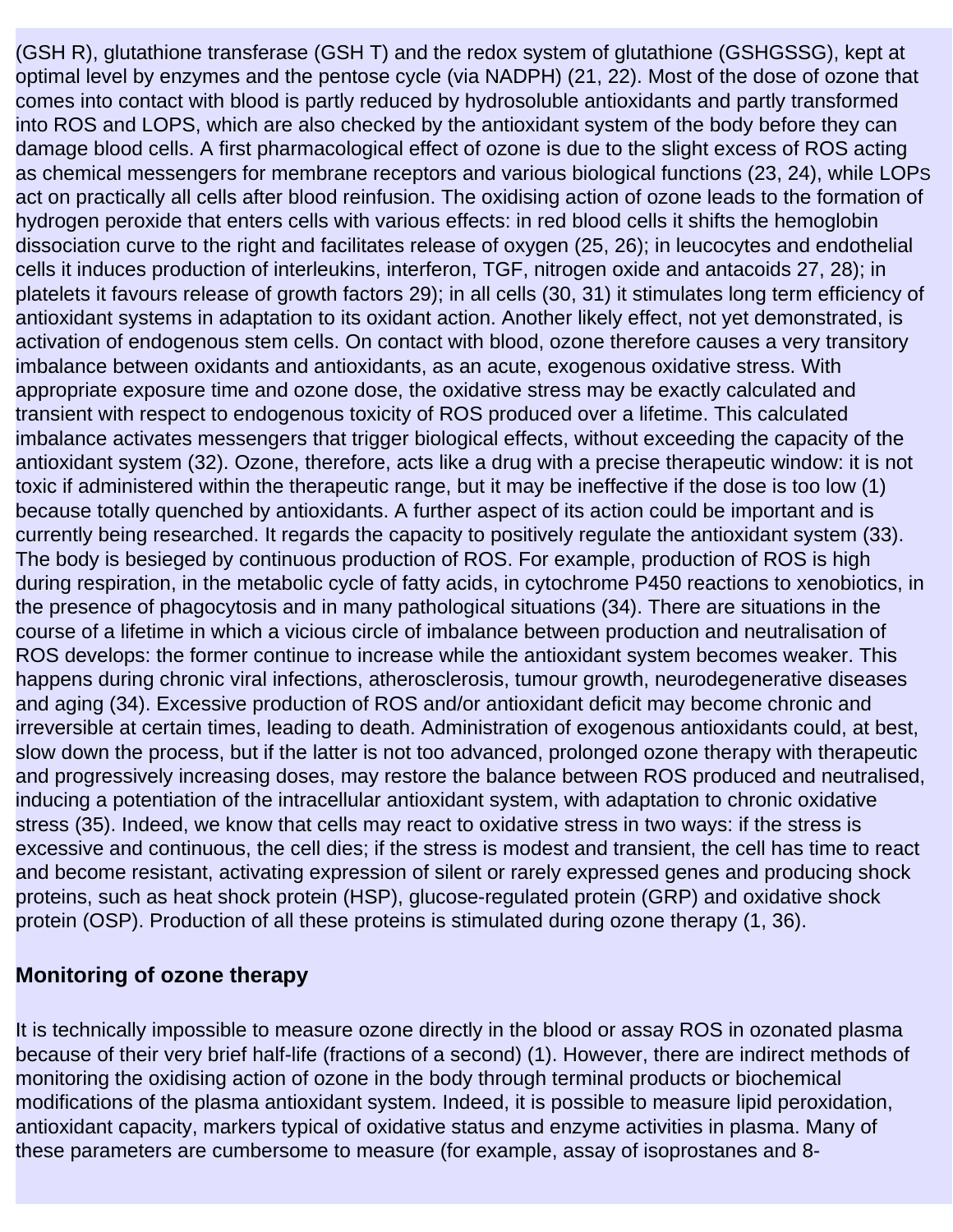(GSH R), glutathione transferase (GSH T) and the redox system of glutathione (GSHGSSG), kept at optimal level by enzymes and the pentose cycle (via NADPH) (21, 22). Most of the dose of ozone that comes into contact with blood is partly reduced by hydrosoluble antioxidants and partly transformed into ROS and LOPS, which are also checked by the antioxidant system of the body before they can damage blood cells. A first pharmacological effect of ozone is due to the slight excess of ROS acting as chemical messengers for membrane receptors and various biological functions (23, 24), while LOPs act on practically all cells after blood reinfusion. The oxidising action of ozone leads to the formation of hydrogen peroxide that enters cells with various effects: in red blood cells it shifts the hemoglobin dissociation curve to the right and facilitates release of oxygen (25, 26); in leucocytes and endothelial cells it induces production of interleukins, interferon, TGF, nitrogen oxide and antacoids 27, 28); in platelets it favours release of growth factors 29); in all cells (30, 31) it stimulates long term efficiency of antioxidant systems in adaptation to its oxidant action. Another likely effect, not yet demonstrated, is activation of endogenous stem cells. On contact with blood, ozone therefore causes a very transitory imbalance between oxidants and antioxidants, as an acute, exogenous oxidative stress. With appropriate exposure time and ozone dose, the oxidative stress may be exactly calculated and transient with respect to endogenous toxicity of ROS produced over a lifetime. This calculated imbalance activates messengers that trigger biological effects, without exceeding the capacity of the antioxidant system (32). Ozone, therefore, acts like a drug with a precise therapeutic window: it is not toxic if administered within the therapeutic range, but it may be ineffective if the dose is too low (1) because totally quenched by antioxidants. A further aspect of its action could be important and is currently being researched. It regards the capacity to positively regulate the antioxidant system (33). The body is besieged by continuous production of ROS. For example, production of ROS is high during respiration, in the metabolic cycle of fatty acids, in cytochrome P450 reactions to xenobiotics, in the presence of phagocytosis and in many pathological situations (34). There are situations in the course of a lifetime in which a vicious circle of imbalance between production and neutralisation of ROS develops: the former continue to increase while the antioxidant system becomes weaker. This happens during chronic viral infections, atherosclerosis, tumour growth, neurodegenerative diseases and aging (34). Excessive production of ROS and/or antioxidant deficit may become chronic and irreversible at certain times, leading to death. Administration of exogenous antioxidants could, at best, slow down the process, but if the latter is not too advanced, prolonged ozone therapy with therapeutic and progressively increasing doses, may restore the balance between ROS produced and neutralised, inducing a potentiation of the intracellular antioxidant system, with adaptation to chronic oxidative stress (35). Indeed, we know that cells may react to oxidative stress in two ways: if the stress is excessive and continuous, the cell dies; if the stress is modest and transient, the cell has time to react and become resistant, activating expression of silent or rarely expressed genes and producing shock proteins, such as heat shock protein (HSP), glucose-regulated protein (GRP) and oxidative shock protein (OSP). Production of all these proteins is stimulated during ozone therapy (1, 36).

## Monitoring of ozone therapy

It is technically impossible to measure ozone directly in the blood or assay ROS in ozonated plasma because of their very brief half-life (fractions of a second) (1). However, there are indirect methods of monitoring the oxidising action of ozone in the body through terminal products or biochemical modifications of the plasma antioxidant system. Indeed, it is possible to measure lipid peroxidation, antioxidant capacity, markers typical of oxidative status and enzyme activities in plasma. Many of these parameters are cumbersome to measure (for example, assay of isoprostanes and 8-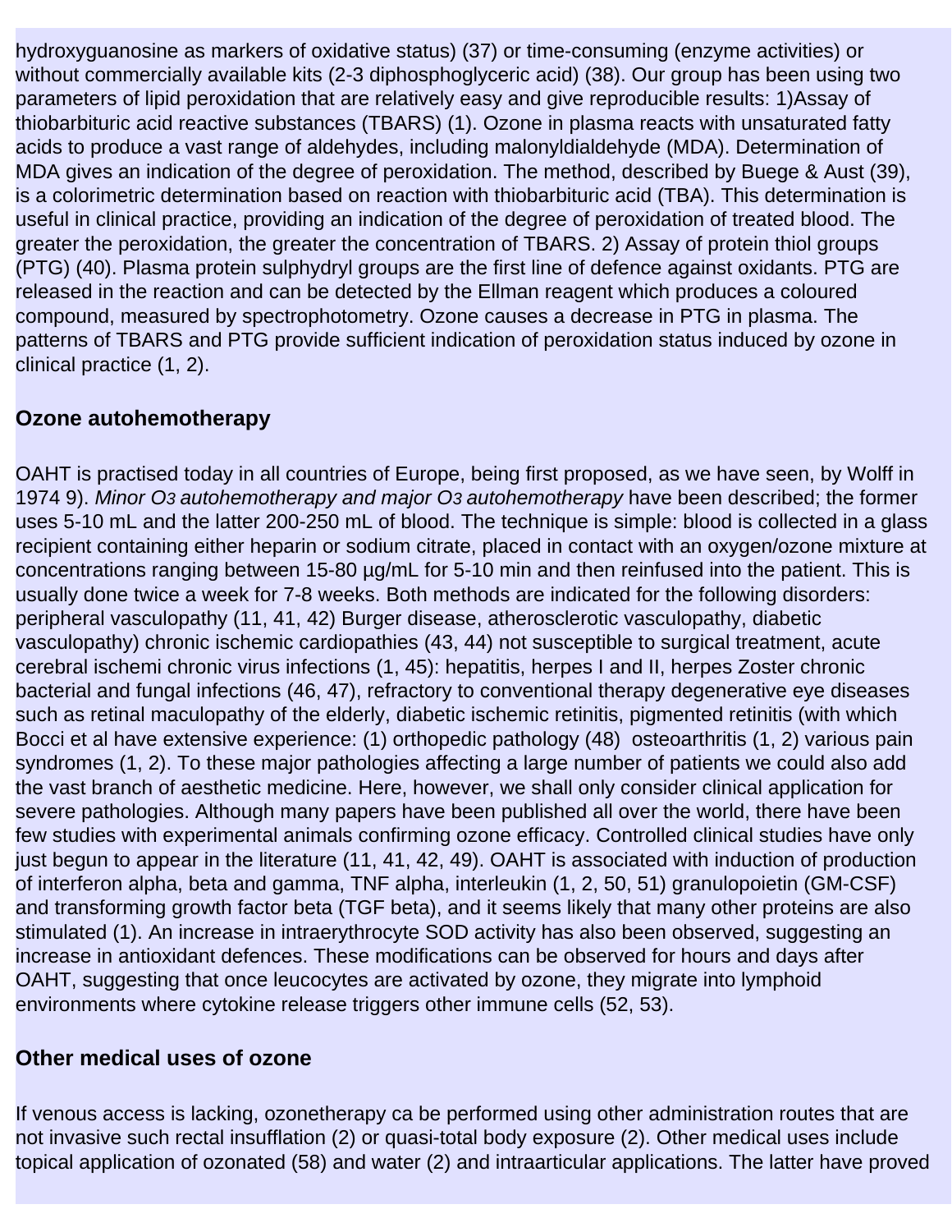hydroxyguanosine as markers of oxidative status) (37) or time-consuming (enzyme activities) or without commercially available kits (2-3 diphosphoglyceric acid) (38). Our group has been using two parameters of lipid peroxidation that are relatively easy and give reproducible results: 1)Assay of thiobarbituric acid reactive substances (TBARS) (1). Ozone in plasma reacts with unsaturated fatty acids to produce a vast range of aldehydes, including malonyldialdehyde (MDA). Determination of MDA gives an indication of the degree of peroxidation. The method, described by Buege & Aust (39), is a colorimetric determination based on reaction with thiobarbituric acid (TBA). This determination is useful in clinical practice, providing an indication of the degree of peroxidation of treated blood. The greater the peroxidation, the greater the concentration of TBARS. 2) Assay of protein thiol groups (PTG) (40). Plasma protein sulphydryl groups are the first line of defence against oxidants. PTG are released in the reaction and can be detected by the Ellman reagent which produces a coloured compound, measured by spectrophotometry. Ozone causes a decrease in PTG in plasma. The patterns of TBARS and PTG provide sufficient indication of peroxidation status induced by ozone in clinical practice (1, 2).

## Ozone autohemotherapy

OAHT is practised today in all countries of Europe, being first proposed, as we have seen, by Wolff in 1974 9). *Minor $O_3$ autohemotherapy and major $O_3$ autohemotherapy* have been described; the former uses 5-10 mL and the latter 200-250 mL of blood. The technique is simple: blood is collected in a glass recipient containing either heparin or sodium citrate, placed in contact with an oxygen/ozone mixture at concentrations ranging between 15-80 µg/mL for 5-10 min and then reinfused into the patient. This is usually done twice a week for 7-8 weeks. Both methods are indicated for the following disorders: peripheral vasculopathy (11, 41, 42) Burger disease, atherosclerotic vasculopathy, diabetic vasculopathy) chronic ischemic cardiopathies (43, 44) not susceptible to surgical treatment, acute cerebral ischemi chronic virus infections (1, 45): hepatitis, herpes I and II, herpes Zoster chronic bacterial and fungal infections (46, 47), refractory to conventional therapy degenerative eye diseases such as retinal maculopathy of the elderly, diabetic ischemic retinitis, pigmented retinitis (with which Bocci et al have extensive experience: (1) orthopedic pathology (48) osteoarthritis (1, 2) various pain syndromes (1, 2). To these major pathologies affecting a large number of patients we could also add the vast branch of aesthetic medicine. Here, however, we shall only consider clinical application for severe pathologies. Although many papers have been published all over the world, there have been few studies with experimental animals confirming ozone efficacy. Controlled clinical studies have only just begun to appear in the literature (11, 41, 42, 49). OAHT is associated with induction of production of interferon alpha, beta and gamma, TNF alpha, interleukin (1, 2, 50, 51) granulopoietin (GM-CSF) and transforming growth factor beta (TGF beta), and it seems likely that many other proteins are also stimulated (1). An increase in intraerythrocyte SOD activity has also been observed, suggesting an increase in antioxidant defences. These modifications can be observed for hours and days after OAHT, suggesting that once leucocytes are activated by ozone, they migrate into lymphoid environments where cytokine release triggers other immune cells (52, 53).

## Other medical uses of ozone

If venous access is lacking, ozonetherapy ca be performed using other administration routes that are not invasive such rectal insufflation (2) or quasi-total body exposure (2). Other medical uses include topical application of ozonated (58) and water (2) and intraarticular applications. The latter have proved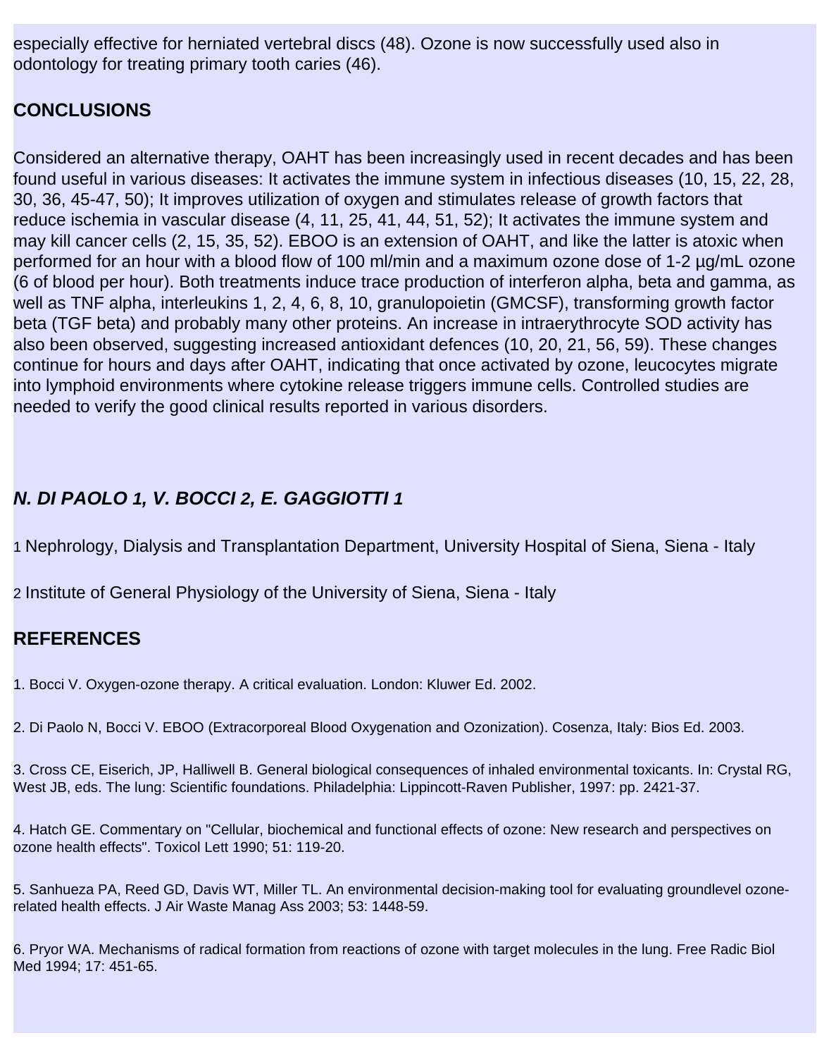especially effective for herniated vertebral discs (48). Ozone is now successfully used also in odontology for treating primary tooth caries (46).

## CONCLUSIONS

Considered an alternative therapy, OAHT has been increasingly used in recent decades and has been found useful in various diseases: It activates the immune system in infectious diseases (10, 15, 22, 28, 30, 36, 45-47, 50); It improves utilization of oxygen and stimulates release of growth factors that reduce ischemia in vascular disease (4, 11, 25, 41, 44, 51, 52); It activates the immune system and may kill cancer cells (2, 15, 35, 52). EBOO is an extension of OAHT, and like the latter is atoxic when performed for an hour with a blood flow of 100 ml/min and a maximum ozone dose of 1-2 µg/mL ozone (6 of blood per hour). Both treatments induce trace production of interferon alpha, beta and gamma, as well as TNF alpha, interleukins 1, 2, 4, 6, 8, 10, granulopoietin (GMCSF), transforming growth factor beta (TGF beta) and probably many other proteins. An increase in intraerythrocyte SOD activity has also been observed, suggesting increased antioxidant defences (10, 20, 21, 56, 59). These changes continue for hours and days after OAHT, indicating that once activated by ozone, leucocytes migrate into lymphoid environments where cytokine release triggers immune cells. Controlled studies are needed to verify the good clinical results reported in various disorders.

***N. DI PAOLO [1], V. BOCCI [2], E. GAGGIOTTI [1]***

[1] Nephrology, Dialysis and Transplantation Department, University Hospital of Siena, Siena - Italy

[2] Institute of General Physiology of the University of Siena, Siena - Italy

## REFERENCES

1. Bocci V. Oxygen-ozone therapy. A critical evaluation. London: Kluwer Ed. 2002.

2. Di Paolo N, Bocci V. EBOO (Extracorporeal Blood Oxygenation and Ozonization). Cosenza, Italy: Bios Ed. 2003.

3. Cross CE, Eiserich, JP, Halliwell B. General biological consequences of inhaled environmental toxicants. In: Crystal RG, West JB, eds. The lung: Scientific foundations. Philadelphia: Lippincott-Raven Publisher, 1997: pp. 2421-37.

4. Hatch GE. Commentary on "Cellular, biochemical and functional effects of ozone: New research and perspectives on ozone health effects". Toxicol Lett 1990; 51: 119-20.

5. Sanhueza PA, Reed GD, Davis WT, Miller TL. An environmental decision-making tool for evaluating groundlevel ozone-related health effects. J Air Waste Manag Ass 2003; 53: 1448-59.

6. Pryor WA. Mechanisms of radical formation from reactions of ozone with target molecules in the lung. Free Radic Biol Med 1994; 17: 451-65.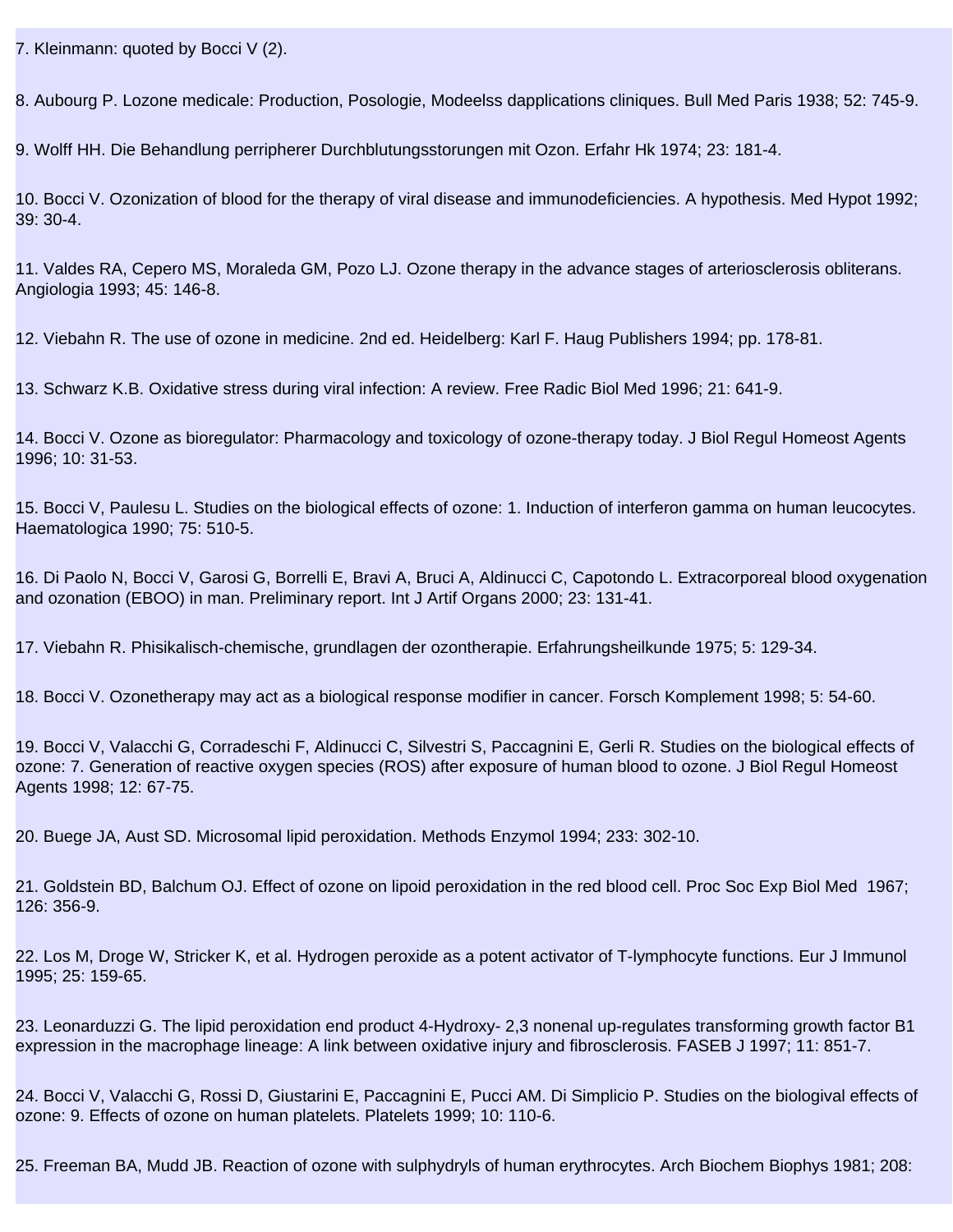7. Kleinmann: quoted by Bocci V (2).

8. Aubourg P. Lozone medicale: Production, Posologie, Modeelss dapplications cliniques. Bull Med Paris 1938; 52: 745-9.

9. Wolff HH. Die Behandlung perripherer Durchblutungsstorungen mit Ozon. Erfahr Hk 1974; 23: 181-4.

10. Bocci V. Ozonization of blood for the therapy of viral disease and immunodeficiencies. A hypothesis. Med Hypot 1992; 39: 30-4.

11. Valdes RA, Cepero MS, Moraleda GM, Pozo LJ. Ozone therapy in the advance stages of arteriosclerosis obliterans. Angiologia 1993; 45: 146-8.

12. Viebahn R. The use of ozone in medicine. 2nd ed. Heidelberg: Karl F. Haug Publishers 1994; pp. 178-81.

13. Schwarz K.B. Oxidative stress during viral infection: A review. Free Radic Biol Med 1996; 21: 641-9.

14. Bocci V. Ozone as bioregulator: Pharmacology and toxicology of ozone-therapy today. J Biol Regul Homeost Agents 1996; 10: 31-53.

15. Bocci V, Paulesu L. Studies on the biological effects of ozone: 1. Induction of interferon gamma on human leucocytes. Haematologica 1990; 75: 510-5.

16. Di Paolo N, Bocci V, Garosi G, Borrelli E, Bravi A, Bruci A, Aldinucci C, Capotondo L. Extracorporeal blood oxygenation and ozonation (EBOO) in man. Preliminary report. Int J Artif Organs 2000; 23: 131-41.

17. Viebahn R. Phisikalisch-chemische, grundlagen der ozontherapie. Erfahrungsheilkunde 1975; 5: 129-34.

18. Bocci V. Ozonetherapy may act as a biological response modifier in cancer. Forsch Komplement 1998; 5: 54-60.

19. Bocci V, Valacchi G, Corradeschi F, Aldinucci C, Silvestri S, Paccagnini E, Gerli R. Studies on the biological effects of ozone: 7. Generation of reactive oxygen species (ROS) after exposure of human blood to ozone. J Biol Regul Homeost Agents 1998; 12: 67-75.

20. Buege JA, Aust SD. Microsomal lipid peroxidation. Methods Enzymol 1994; 233: 302-10.

21. Goldstein BD, Balchum OJ. Effect of ozone on lipoid peroxidation in the red blood cell. Proc Soc Exp Biol Med 1967; 126: 356-9.

22. Los M, Droge W, Stricker K, et al. Hydrogen peroxide as a potent activator of T-lymphocyte functions. Eur J Immunol 1995; 25: 159-65.

23. Leonarduzzi G. The lipid peroxidation end product 4-Hydroxy- 2,3 nonenal up-regulates transforming growth factor B1 expression in the macrophage lineage: A link between oxidative injury and fibrosclerosis. FASEB J 1997; 11: 851-7.

24. Bocci V, Valacchi G, Rossi D, Giustarini E, Paccagnini E, Pucci AM. Di Simplicio P. Studies on the biologival effects of ozone: 9. Effects of ozone on human platelets. Platelets 1999; 10: 110-6.

25. Freeman BA, Mudd JB. Reaction of ozone with sulphydryls of human erythrocytes. Arch Biochem Biophys 1981; 208: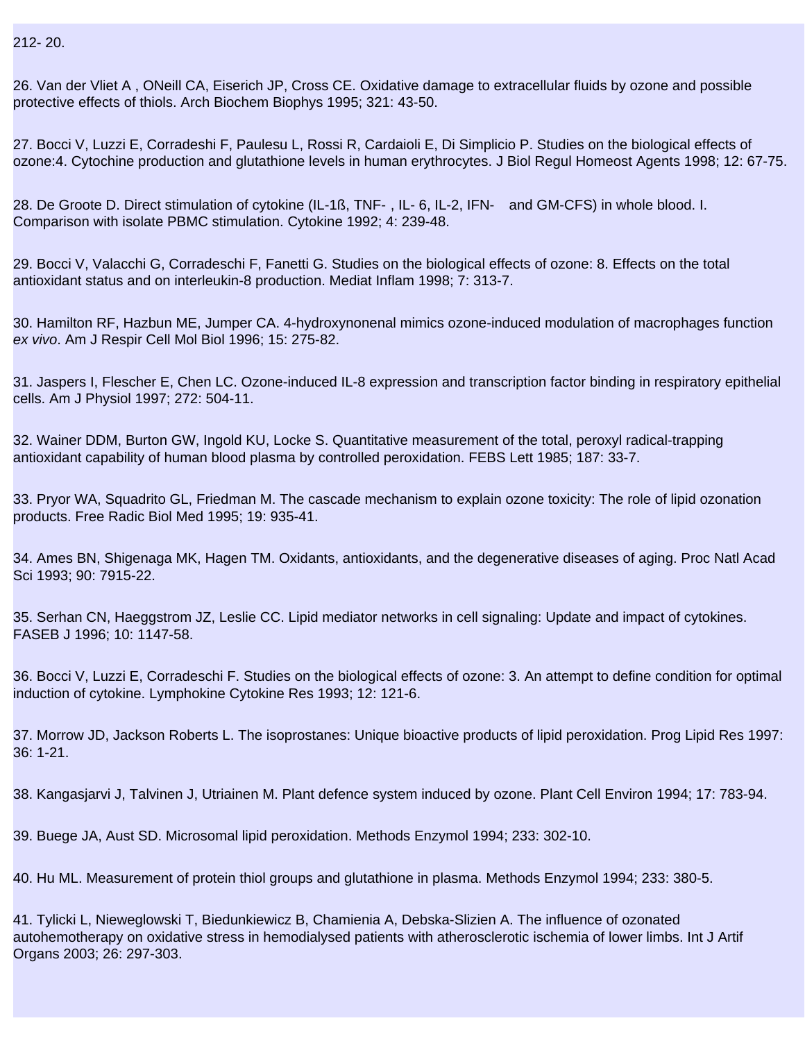212- 20.

26. Van der Vliet A , ONeill CA, Eiserich JP, Cross CE. Oxidative damage to extracellular fluids by ozone and possible protective effects of thiols. Arch Biochem Biophys 1995; 321: 43-50.

27. Bocci V, Luzzi E, Corradeshi F, Paulesu L, Rossi R, Cardaioli E, Di Simplicio P. Studies on the biological effects of ozone:4. Cytochine production and glutathione levels in human erythrocytes. J Biol Regul Homeost Agents 1998; 12: 67-75.

28. De Groote D. Direct stimulation of cytokine (IL-1ß, TNF- , IL- 6, IL-2, IFN- and GM-CFS) in whole blood. I. Comparison with isolate PBMC stimulation. Cytokine 1992; 4: 239-48.

29. Bocci V, Valacchi G, Corradeschi F, Fanetti G. Studies on the biological effects of ozone: 8. Effects on the total antioxidant status and on interleukin-8 production. Mediat Inflam 1998; 7: 313-7.

30. Hamilton RF, Hazbun ME, Jumper CA. 4-hydroxynonenal mimics ozone-induced modulation of macrophages function *ex vivo*. Am J Respir Cell Mol Biol 1996; 15: 275-82.

31. Jaspers I, Flescher E, Chen LC. Ozone-induced IL-8 expression and transcription factor binding in respiratory epithelial cells. Am J Physiol 1997; 272: 504-11.

32. Wainer DDM, Burton GW, Ingold KU, Locke S. Quantitative measurement of the total, peroxyl radical-trapping antioxidant capability of human blood plasma by controlled peroxidation. FEBS Lett 1985; 187: 33-7.

33. Pryor WA, Squadrito GL, Friedman M. The cascade mechanism to explain ozone toxicity: The role of lipid ozonation products. Free Radic Biol Med 1995; 19: 935-41.

34. Ames BN, Shigenaga MK, Hagen TM. Oxidants, antioxidants, and the degenerative diseases of aging. Proc Natl Acad Sci 1993; 90: 7915-22.

35. Serhan CN, Haeggstrom JZ, Leslie CC. Lipid mediator networks in cell signaling: Update and impact of cytokines. FASEB J 1996; 10: 1147-58.

36. Bocci V, Luzzi E, Corradeschi F. Studies on the biological effects of ozone: 3. An attempt to define condition for optimal induction of cytokine. Lymphokine Cytokine Res 1993; 12: 121-6.

37. Morrow JD, Jackson Roberts L. The isoprostanes: Unique bioactive products of lipid peroxidation. Prog Lipid Res 1997: 36: 1-21.

38. Kangasjarvi J, Talvinen J, Utriainen M. Plant defence system induced by ozone. Plant Cell Environ 1994; 17: 783-94.

39. Buege JA, Aust SD. Microsomal lipid peroxidation. Methods Enzymol 1994; 233: 302-10.

40. Hu ML. Measurement of protein thiol groups and glutathione in plasma. Methods Enzymol 1994; 233: 380-5.

41. Tylicki L, Nieweglowski T, Biedunkiewicz B, Chamienia A, Debska-Slizien A. The influence of ozonated autohemotherapy on oxidative stress in hemodialysed patients with atherosclerotic ischemia of lower limbs. Int J Artif Organs 2003; 26: 297-303.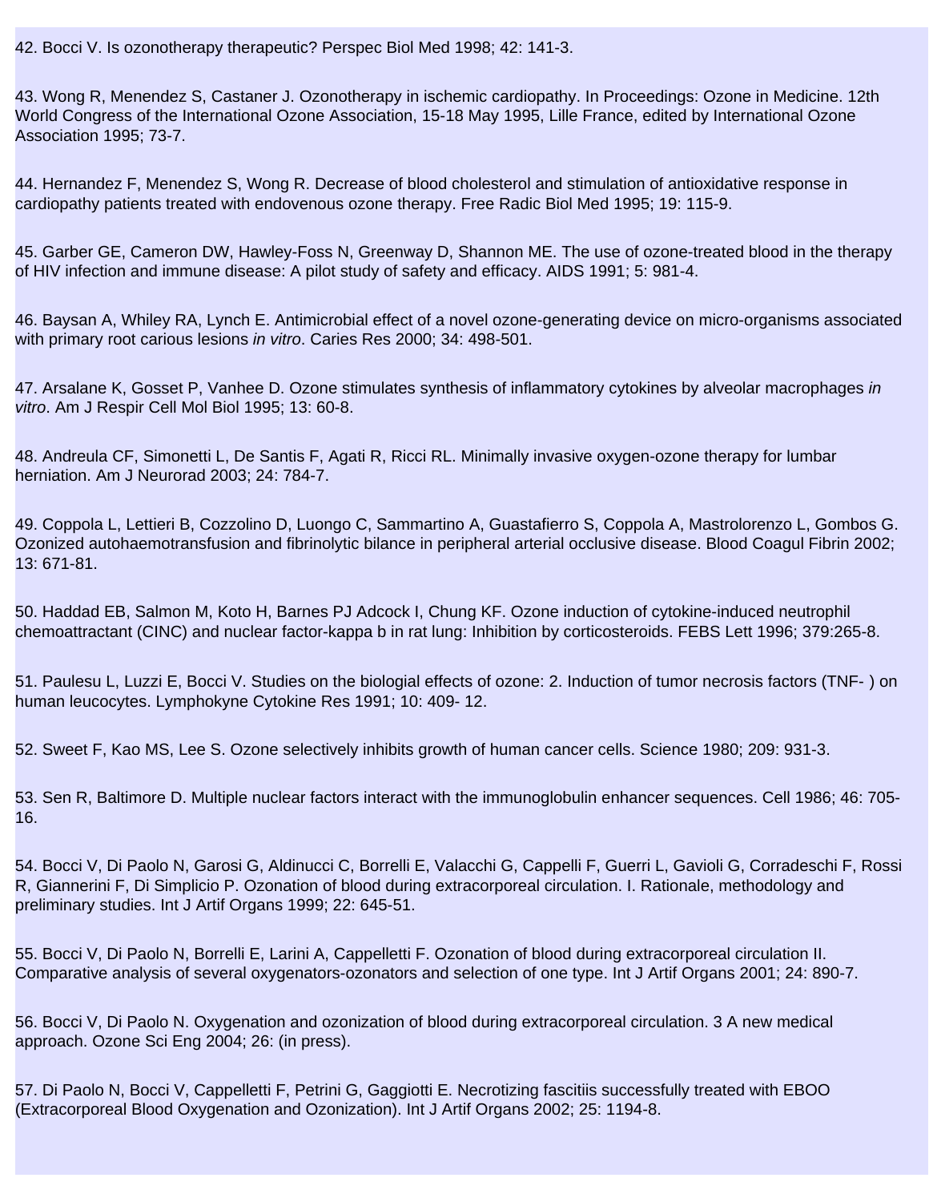42. Bocci V. Is ozonotherapy therapeutic? Perspec Biol Med 1998; 42: 141-3.

43. Wong R, Menendez S, Castaner J. Ozonotherapy in ischemic cardiopathy. In Proceedings: Ozone in Medicine. 12th World Congress of the International Ozone Association, 15-18 May 1995, Lille France, edited by International Ozone Association 1995; 73-7.

44. Hernandez F, Menendez S, Wong R. Decrease of blood cholesterol and stimulation of antioxidative response in cardiopathy patients treated with endovenous ozone therapy. Free Radic Biol Med 1995; 19: 115-9.

45. Garber GE, Cameron DW, Hawley-Foss N, Greenway D, Shannon ME. The use of ozone-treated blood in the therapy of HIV infection and immune disease: A pilot study of safety and efficacy. AIDS 1991; 5: 981-4.

46. Baysan A, Whiley RA, Lynch E. Antimicrobial effect of a novel ozone-generating device on micro-organisms associated with primary root carious lesions *in vitro*. Caries Res 2000; 34: 498-501.

47. Arsalane K, Gosset P, Vanhee D. Ozone stimulates synthesis of inflammatory cytokines by alveolar macrophages *in vitro*. Am J Respir Cell Mol Biol 1995; 13: 60-8.

48. Andreula CF, Simonetti L, De Santis F, Agati R, Ricci RL. Minimally invasive oxygen-ozone therapy for lumbar herniation. Am J Neurorad 2003; 24: 784-7.

49. Coppola L, Lettieri B, Cozzolino D, Luongo C, Sammartino A, Guastafierro S, Coppola A, Mastrolorenzo L, Gombos G. Ozonized autohaemotransfusion and fibrinolytic bilance in peripheral arterial occlusive disease. Blood Coagul Fibrin 2002; 13: 671-81.

50. Haddad EB, Salmon M, Koto H, Barnes PJ Adcock I, Chung KF. Ozone induction of cytokine-induced neutrophil chemoattractant (CINC) and nuclear factor-kappa b in rat lung: Inhibition by corticosteroids. FEBS Lett 1996; 379:265-8.

51. Paulesu L, Luzzi E, Bocci V. Studies on the biologial effects of ozone: 2. Induction of tumor necrosis factors (TNF- ) on human leucocytes. Lymphokyne Cytokine Res 1991; 10: 409- 12.

52. Sweet F, Kao MS, Lee S. Ozone selectively inhibits growth of human cancer cells. Science 1980; 209: 931-3.

53. Sen R, Baltimore D. Multiple nuclear factors interact with the immunoglobulin enhancer sequences. Cell 1986; 46: 705-16.

54. Bocci V, Di Paolo N, Garosi G, Aldinucci C, Borrelli E, Valacchi G, Cappelli F, Guerri L, Gavioli G, Corradeschi F, Rossi R, Giannerini F, Di Simplicio P. Ozonation of blood during extracorporeal circulation. I. Rationale, methodology and preliminary studies. Int J Artif Organs 1999; 22: 645-51.

55. Bocci V, Di Paolo N, Borrelli E, Larini A, Cappelletti F. Ozonation of blood during extracorporeal circulation II. Comparative analysis of several oxygenators-ozonators and selection of one type. Int J Artif Organs 2001; 24: 890-7.

56. Bocci V, Di Paolo N. Oxygenation and ozonization of blood during extracorporeal circulation. 3 A new medical approach. Ozone Sci Eng 2004; 26: (in press).

57. Di Paolo N, Bocci V, Cappelletti F, Petrini G, Gaggiotti E. Necrotizing fascitiis successfully treated with EBOO (Extracorporeal Blood Oxygenation and Ozonization). Int J Artif Organs 2002; 25: 1194-8.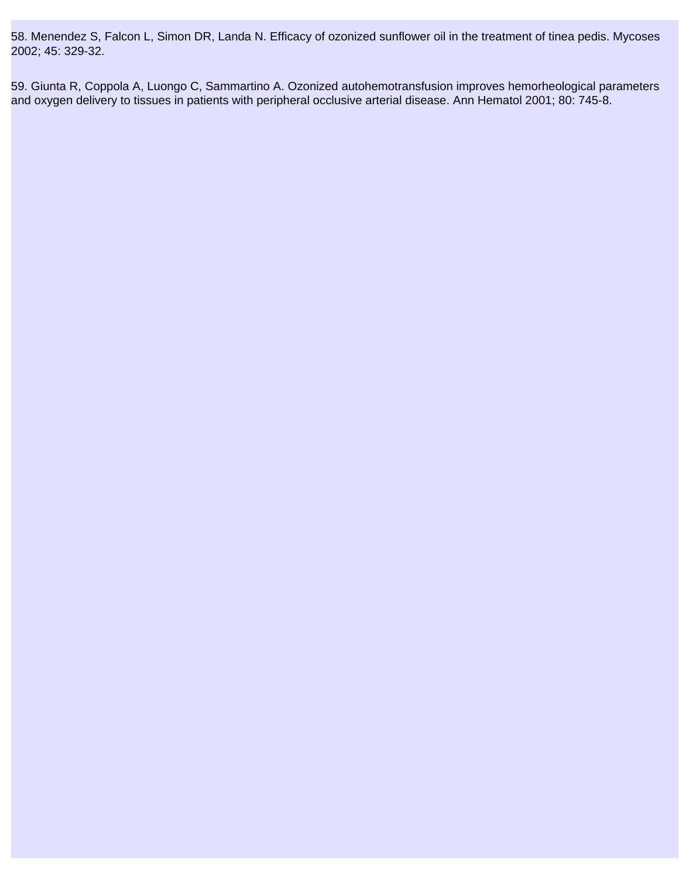58. Menendez S, Falcon L, Simon DR, Landa N. Efficacy of ozonized sunflower oil in the treatment of tinea pedis. Mycoses 2002; 45: 329-32.

59. Giunta R, Coppola A, Luongo C, Sammartino A. Ozonized autohemotransfusion improves hemorheological parameters and oxygen delivery to tissues in patients with peripheral occlusive arterial disease. Ann Hematol 2001; 80: 745-8.